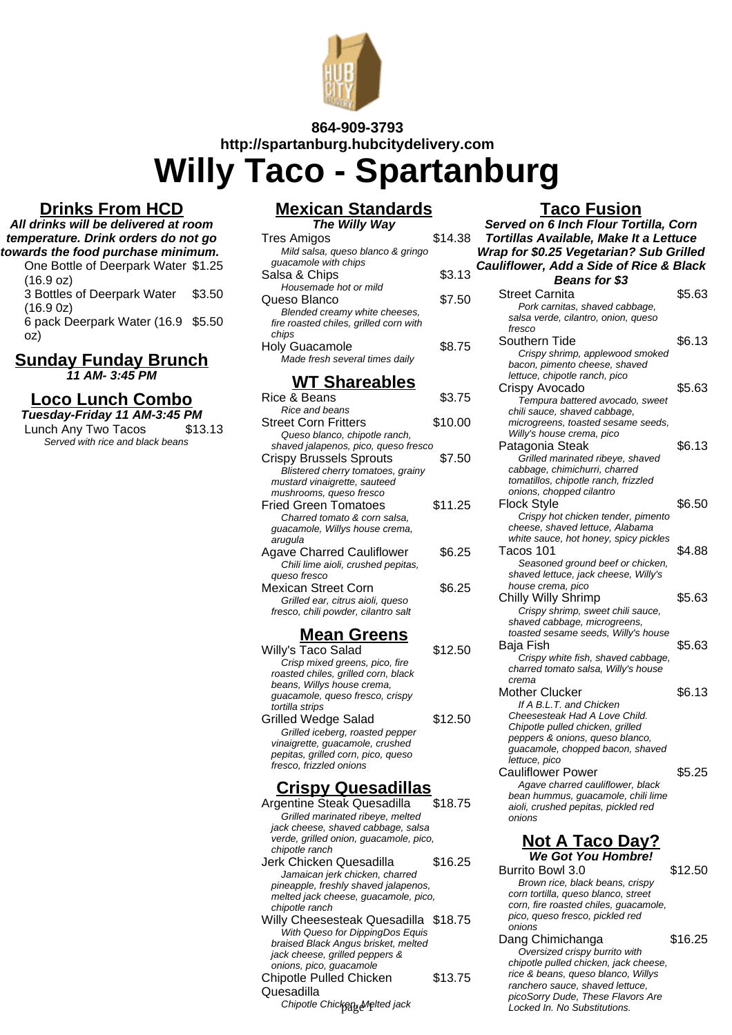864-909-3793
http://spartanburg.hubcitydelivery.com

# Willy Taco - Spartanburg

## Drinks From HCD

***All drinks will be delivered at room temperature. Drink orders do not go towards the food purchase minimum.***

| Item | Price |
|---|---|
| One Bottle of Deerpark Water (16.9 oz) | $1.25 |
| 3 Bottles of Deerpark Water (16.9 0z) | $3.50 |
| 6 pack Deerpark Water (16.9 oz) | $5.50 |

## Sunday Funday Brunch

***11 AM- 3:45 PM***

## Loco Lunch Combo

***Tuesday-Friday 11 AM-3:45 PM***

| Item | Price |
|---|---|
| Lunch Any Two Tacos<br>*Served with rice and black beans* | $13.13 |

## Mexican Standards

***The Willy Way***

| Item | Price |
|---|---|
| Tres Amigos<br>*Mild salsa, queso blanco & gringo guacamole with chips* | $14.38 |
| Salsa & Chips<br>*Housemade hot or mild* | $3.13 |
| Queso Blanco<br>*Blended creamy white cheeses, fire roasted chiles, grilled corn with chips* | $7.50 |
| Holy Guacamole<br>*Made fresh several times daily* | $8.75 |

## WT Shareables

| Item | Price |
|---|---|
| Rice & Beans<br>*Rice and beans* | $3.75 |
| Street Corn Fritters<br>*Queso blanco, chipotle ranch, shaved jalapenos, pico, queso fresco* | $10.00 |
| Crispy Brussels Sprouts<br>*Blistered cherry tomatoes, grainy mustard vinaigrette, sauteed mushrooms, queso fresco* | $7.50 |
| Fried Green Tomatoes<br>*Charred tomato & corn salsa, guacamole, Willys house crema, arugula* | $11.25 |
| Agave Charred Cauliflower<br>*Chili lime aioli, crushed pepitas, queso fresco* | $6.25 |
| Mexican Street Corn<br>*Grilled ear, citrus aioli, queso fresco, chili powder, cilantro salt* | $6.25 |

## Mean Greens

| Item | Price |
|---|---|
| Willy's Taco Salad<br>*Crisp mixed greens, pico, fire roasted chiles, grilled corn, black beans, Willys house crema, guacamole, queso fresco, crispy tortilla strips* | $12.50 |
| Grilled Wedge Salad<br>*Grilled iceberg, roasted pepper vinaigrette, guacamole, crushed pepitas, grilled corn, pico, queso fresco, frizzled onions* | $12.50 |

## Crispy Quesadillas

| Item | Price |
|---|---|
| Argentine Steak Quesadilla<br>*Grilled marinated ribeye, melted jack cheese, shaved cabbage, salsa verde, grilled onion, guacamole, pico, chipotle ranch* | $18.75 |
| Jerk Chicken Quesadilla<br>*Jamaican jerk chicken, charred pineapple, freshly shaved jalapenos, melted jack cheese, guacamole, pico, chipotle ranch* | $16.25 |
| Willy Cheesesteak Quesadilla<br>*With Queso for DippingDos Equis braised Black Angus brisket, melted jack cheese, grilled peppers & onions, pico, guacamole* | $18.75 |
| Chipotle Pulled Chicken Quesadilla<br>*Chipotle Chicken, Melted jack* | $13.75 |

## Taco Fusion

***Served on 6 Inch Flour Tortilla, Corn Tortillas Available, Make It a Lettuce Wrap for $0.25 Vegetarian? Sub Grilled Cauliflower, Add a Side of Rice & Black Beans for $3***

| Item | Price |
|---|---|
| Street Carnita<br>*Pork carnitas, shaved cabbage, salsa verde, cilantro, onion, queso fresco* | $5.63 |
| Southern Tide<br>*Crispy shrimp, applewood smoked bacon, pimento cheese, shaved lettuce, chipotle ranch, pico* | $6.13 |
| Crispy Avocado<br>*Tempura battered avocado, sweet chili sauce, shaved cabbage, microgreens, toasted sesame seeds, Willy's house crema, pico* | $5.63 |
| Patagonia Steak<br>*Grilled marinated ribeye, shaved cabbage, chimichurri, charred tomatillos, chipotle ranch, frizzled onions, chopped cilantro* | $6.13 |
| Flock Style<br>*Crispy hot chicken tender, pimento cheese, shaved lettuce, Alabama white sauce, hot honey, spicy pickles* | $6.50 |
| Tacos 101<br>*Seasoned ground beef or chicken, shaved lettuce, jack cheese, Willy's house crema, pico* | $4.88 |
| Chilly Willy Shrimp<br>*Crispy shrimp, sweet chili sauce, shaved cabbage, microgreens, toasted sesame seeds, Willy's house* | $5.63 |
| Baja Fish<br>*Crispy white fish, shaved cabbage, charred tomato salsa, Willy's house crema* | $5.63 |
| Mother Clucker<br>*If A B.L.T. and Chicken Cheesesteak Had A Love Child. Chipotle pulled chicken, grilled peppers & onions, queso blanco, guacamole, chopped bacon, shaved lettuce, pico* | $6.13 |
| Cauliflower Power<br>*Agave charred cauliflower, black bean hummus, guacamole, chili lime aioli, crushed pepitas, pickled red onions* | $5.25 |

## Not A Taco Day?

***We Got You Hombre!***

| Item | Price |
|---|---|
| Burrito Bowl 3.0<br>*Brown rice, black beans, crispy corn tortilla, queso blanco, street corn, fire roasted chiles, guacamole, pico, queso fresco, pickled red onions* | $12.50 |
| Dang Chimichanga<br>*Oversized crispy burrito with chipotle pulled chicken, jack cheese, rice & beans, queso blanco, Willys ranchero sauce, shaved lettuce, picoSorry Dude, These Flavors Are Locked In. No Substitutions.* | $16.25 |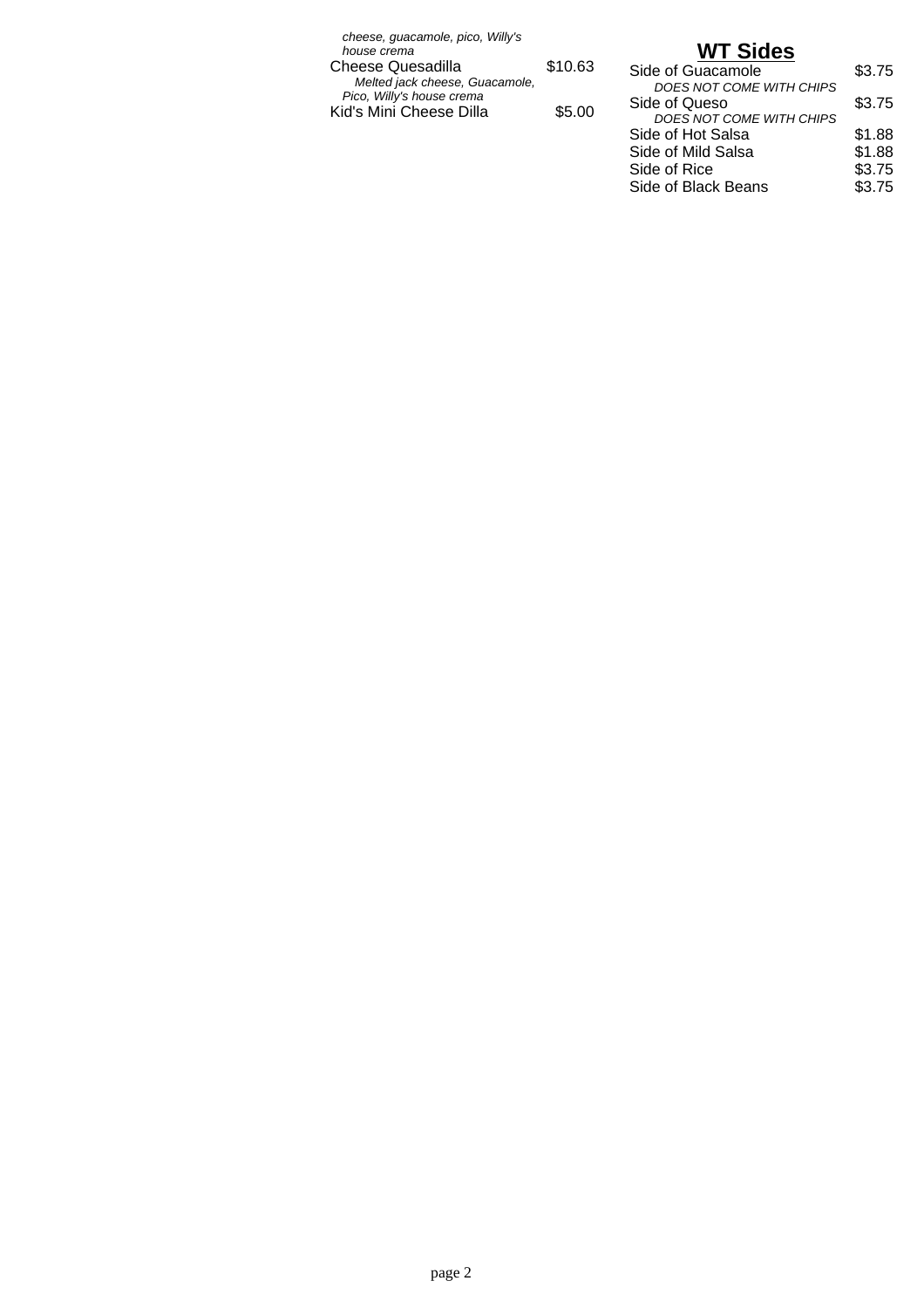*cheese, guacamole, pico, Willy's house crema*

| | |
|---|---|
| Cheese Quesadilla *Melted jack cheese, Guacamole, Pico, Willy's house crema* | $10.63 |
| Kid's Mini Cheese Dilla | $5.00 |

## WT Sides

| | |
|---|---|
| Side of Guacamole *DOES NOT COME WITH CHIPS* | $3.75 |
| Side of Queso *DOES NOT COME WITH CHIPS* | $3.75 |
| Side of Hot Salsa | $1.88 |
| Side of Mild Salsa | $1.88 |
| Side of Rice | $3.75 |
| Side of Black Beans | $3.75 |